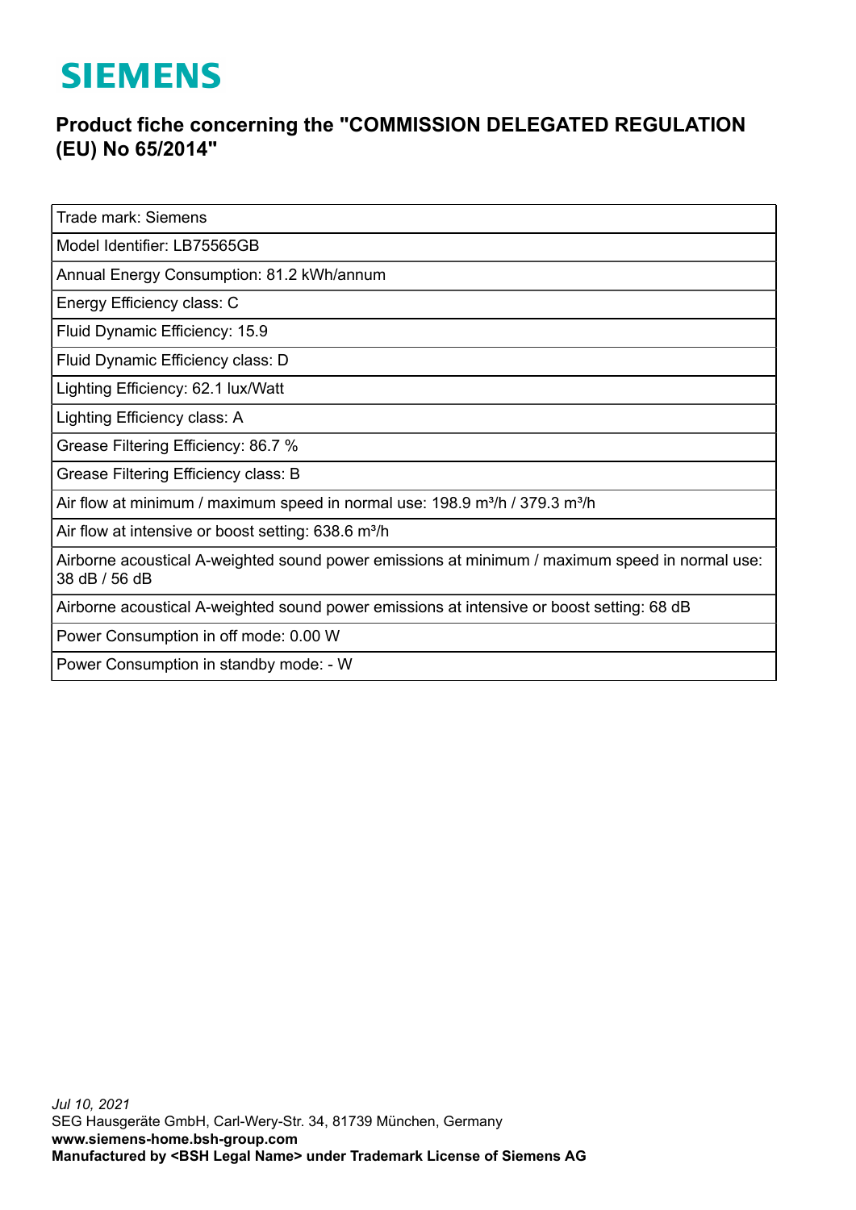# SIEMENS

## Product fiche concerning the "COMMISSION DELEGATED REGULATION (EU) No 65/2014"

| Trade mark: Siemens |
|---|
| Model Identifier: LB75565GB |
| Annual Energy Consumption: 81.2 kWh/annum |
| Energy Efficiency class: C |
| Fluid Dynamic Efficiency: 15.9 |
| Fluid Dynamic Efficiency class: D |
| Lighting Efficiency: 62.1 lux/Watt |
| Lighting Efficiency class: A |
| Grease Filtering Efficiency: 86.7 % |
| Grease Filtering Efficiency class: B |
| Air flow at minimum / maximum speed in normal use: 198.9 m³/h / 379.3 m³/h |
| Air flow at intensive or boost setting: 638.6 m³/h |
| Airborne acoustical A-weighted sound power emissions at minimum / maximum speed in normal use: 38 dB / 56 dB |
| Airborne acoustical A-weighted sound power emissions at intensive or boost setting: 68 dB |
| Power Consumption in off mode: 0.00 W |
| Power Consumption in standby mode: - W |

*Jul 10, 2021*
SEG Hausgeräte GmbH, Carl-Wery-Str. 34, 81739 München, Germany
**www.siemens-home.bsh-group.com**
**Manufactured by <BSH Legal Name> under Trademark License of Siemens AG**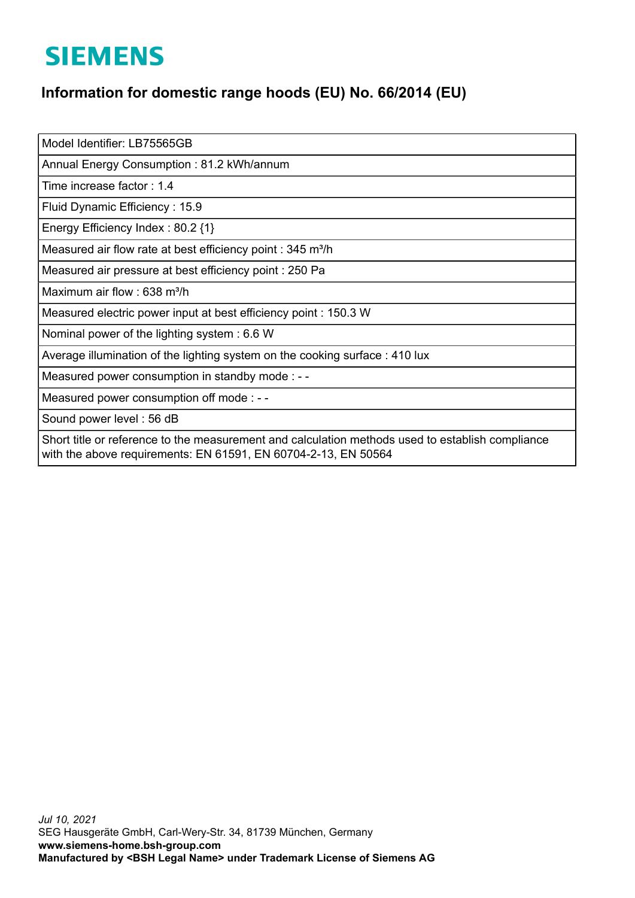SIEMENS

## Information for domestic range hoods (EU) No. 66/2014 (EU)

| |
|---|
| Model Identifier: LB75565GB |
| Annual Energy Consumption : 81.2 kWh/annum |
| Time increase factor : 1.4 |
| Fluid Dynamic Efficiency : 15.9 |
| Energy Efficiency Index : 80.2 {1} |
| Measured air flow rate at best efficiency point : 345 m³/h |
| Measured air pressure at best efficiency point : 250 Pa |
| Maximum air flow : 638 m³/h |
| Measured electric power input at best efficiency point : 150.3 W |
| Nominal power of the lighting system : 6.6 W |
| Average illumination of the lighting system on the cooking surface : 410 lux |
| Measured power consumption in standby mode : - - |
| Measured power consumption off mode : - - |
| Sound power level : 56 dB |
| Short title or reference to the measurement and calculation methods used to establish compliance with the above requirements: EN 61591, EN 60704-2-13, EN 50564 |

*Jul 10, 2021*
SEG Hausgeräte GmbH, Carl-Wery-Str. 34, 81739 München, Germany
**www.siemens-home.bsh-group.com**
**Manufactured by <BSH Legal Name> under Trademark License of Siemens AG**